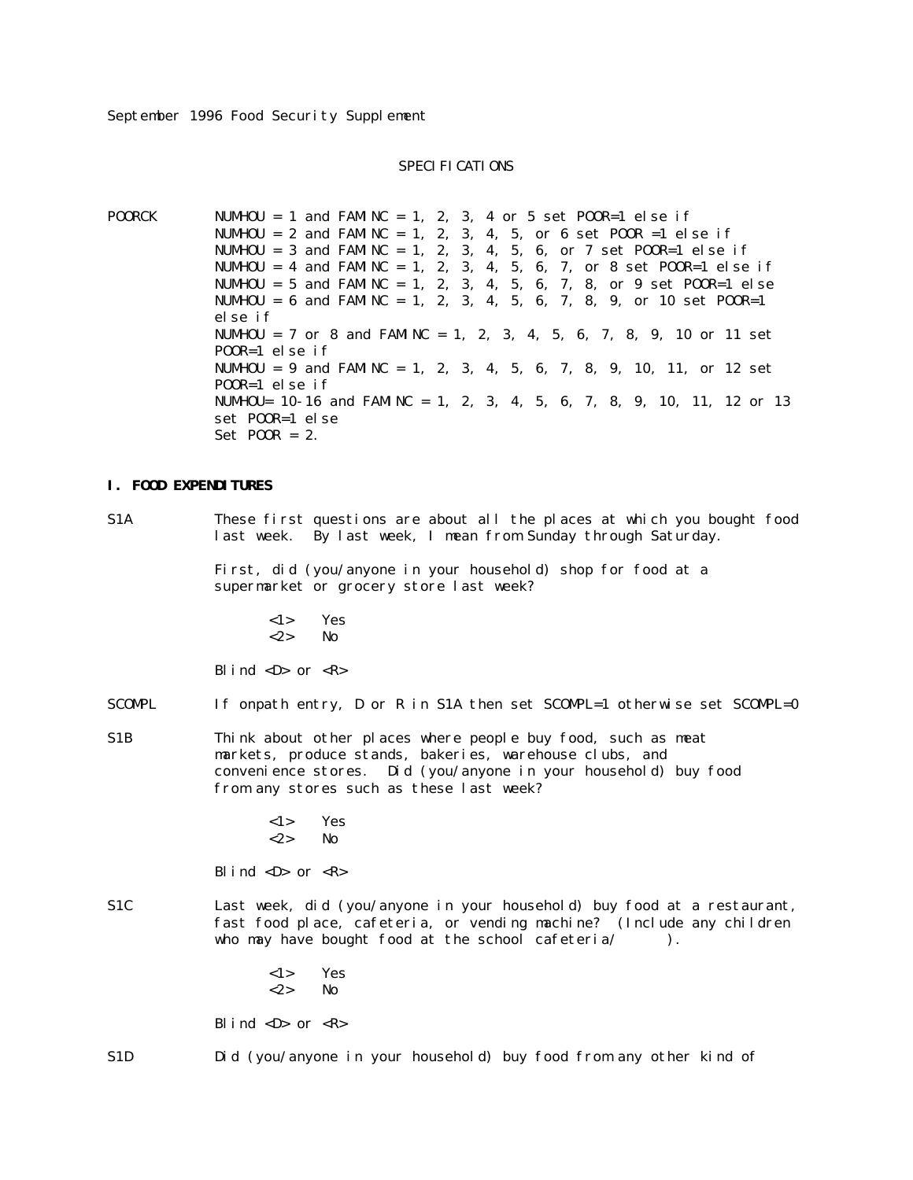September 1996 Food Security Supplement

SPECIFICATIONS

POORCK

NUMHOU = 1 and FAMINC = 1, 2, 3, 4 or 5 set POOR=1 else if
NUMHOU = 2 and FAMINC = 1, 2, 3, 4, 5, or 6 set POOR =1 else if
NUMHOU = 3 and FAMINC = 1, 2, 3, 4, 5, 6, or 7 set POOR=1 else if
NUMHOU = 4 and FAMINC = 1, 2, 3, 4, 5, 6, 7, or 8 set POOR=1 else if
NUMHOU = 5 and FAMINC = 1, 2, 3, 4, 5, 6, 7, 8, or 9 set POOR=1 else
NUMHOU = 6 and FAMINC = 1, 2, 3, 4, 5, 6, 7, 8, 9, or 10 set POOR=1 else if
NUMHOU = 7 or 8 and FAMINC = 1, 2, 3, 4, 5, 6, 7, 8, 9, 10 or 11 set POOR=1 else if
NUMHOU = 9 and FAMINC = 1, 2, 3, 4, 5, 6, 7, 8, 9, 10, 11, or 12 set POOR=1 else if
NUMHOU= 10-16 and FAMINC = 1, 2, 3, 4, 5, 6, 7, 8, 9, 10, 11, 12 or 13 set POOR=1 else
Set POOR = 2.

**I. FOOD EXPENDITURES**

S1A

These first questions are about all the places at which you bought food last week. By last week, I mean from Sunday through Saturday.

First, did (you/anyone in your household) shop for food at a supermarket or grocery store last week?

<1> Yes
<2> No

Blind <D> or <R>

SCOMPL

If onpath entry, D or R in S1A then set SCOMPL=1 otherwise set SCOMPL=0

S1B

Think about other places where people buy food, such as meat markets, produce stands, bakeries, warehouse clubs, and convenience stores. Did (you/anyone in your household) buy food from any stores such as these last week?

<1> Yes
<2> No

Blind <D> or <R>

S1C

Last week, did (you/anyone in your household) buy food at a restaurant, fast food place, cafeteria, or vending machine? (Include any children who may have bought food at the school cafeteria/ ).

<1> Yes
<2> No

Blind <D> or <R>

S1D

Did (you/anyone in your household) buy food from any other kind of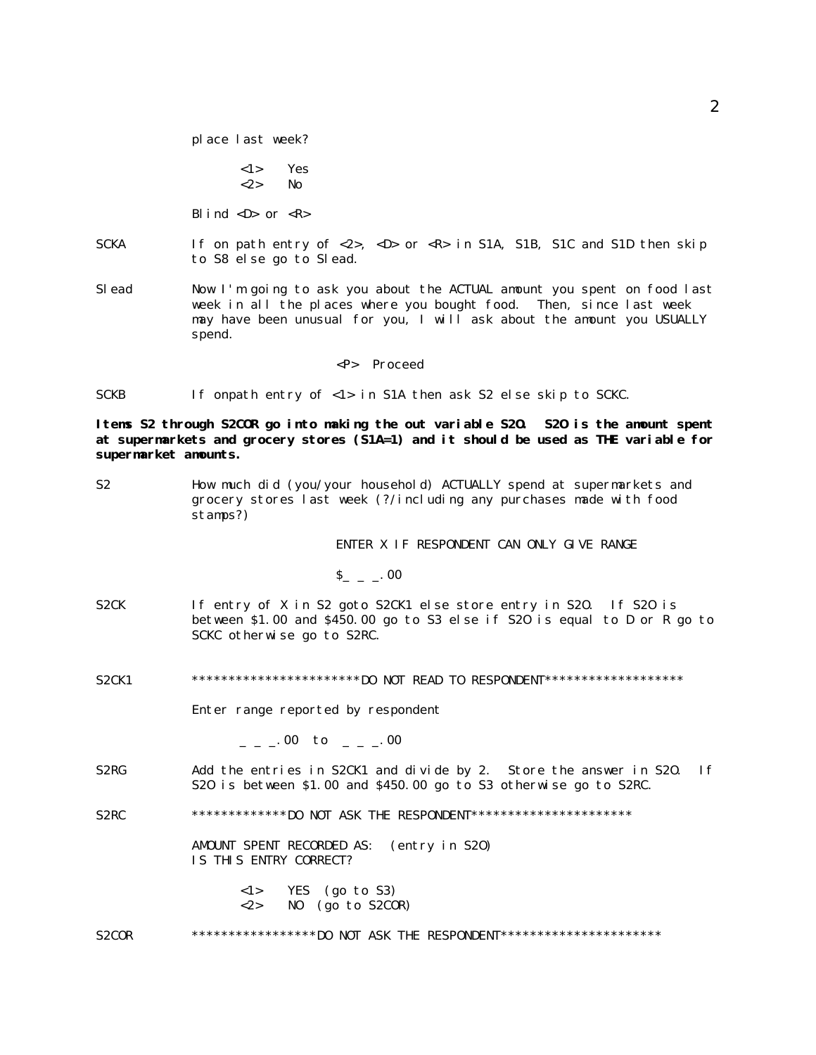place last week?

<1> Yes
<2> No

Blind <D> or <R>

SCKA — If on path entry of <2>, <D> or <R> in S1A, S1B, S1C and S1D then skip to S8 else go to Slead.

Slead — Now I'm going to ask you about the ACTUAL amount you spent on food last week in all the places where you bought food. Then, since last week may have been unusual for you, I will ask about the amount you USUALLY spend.

<P> Proceed

SCKB — If onpath entry of <1> in S1A then ask S2 else skip to SCKC.

**Items S2 through S2COR go into making the out variable S2O. S2O is the amount spent at supermarkets and grocery stores (S1A=1) and it should be used as THE variable for supermarket amounts.**

S2 — How much did (you/your household) ACTUALLY spend at supermarkets and grocery stores last week (?/including any purchases made with food stamps?)

ENTER X IF RESPONDENT CAN ONLY GIVE RANGE

$_ _ _.00

S2CK — If entry of X in S2 goto S2CK1 else store entry in S2O. If S2O is between $1.00 and $450.00 go to S3 else if S2O is equal to D or R go to SCKC otherwise go to S2RC.

S2CK1 — ***********************DO NOT READ TO RESPONDENT*******************

Enter range reported by respondent

_ _ _.00 to _ _ _.00

S2RG — Add the entries in S2CK1 and divide by 2. Store the answer in S2O. If S2O is between $1.00 and $450.00 go to S3 otherwise go to S2RC.

S2RC — *************DO NOT ASK THE RESPONDENT**********************

AMOUNT SPENT RECORDED AS: (entry in S2O)
IS THIS ENTRY CORRECT?

<1> YES (go to S3)
<2> NO (go to S2COR)

S2COR — *****************DO NOT ASK THE RESPONDENT**********************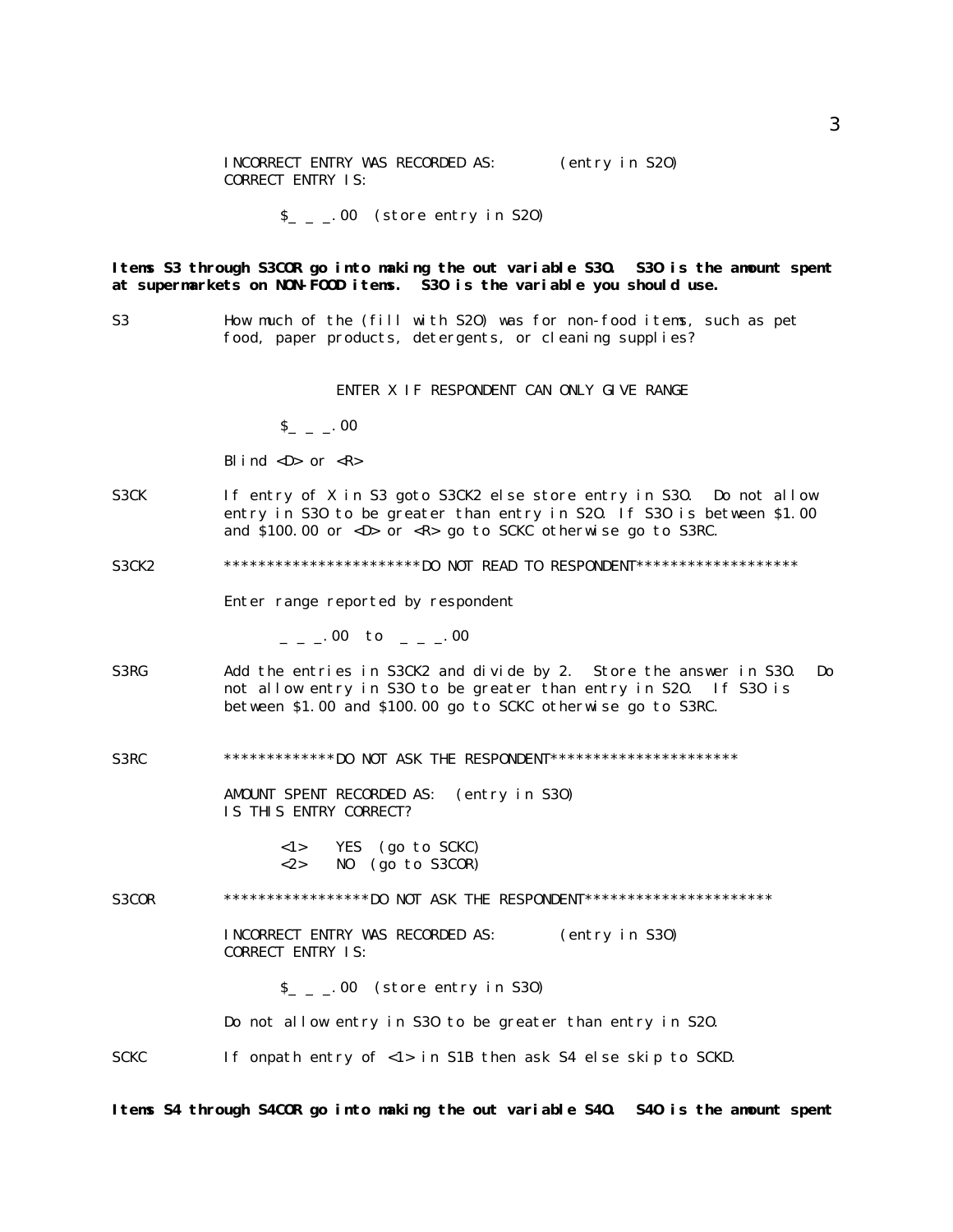INCORRECT ENTRY WAS RECORDED AS: (entry in S2O)
CORRECT ENTRY IS:

$_ _ _.00 (store entry in S2O)

**Items S3 through S3COR go into making the out variable S3O. S3O is the amount spent at supermarkets on NON-FOOD items. S3O is the variable you should use.**

S3 How much of the (fill with S2O) was for non-food items, such as pet food, paper products, detergents, or cleaning supplies?

ENTER X IF RESPONDENT CAN ONLY GIVE RANGE

$_ _ _.00

Blind <D> or <R>

S3CK If entry of X in S3 goto S3CK2 else store entry in S3O. Do not allow entry in S3O to be greater than entry in S2O. If S3O is between $1.00 and $100.00 or <D> or <R> go to SCKC otherwise go to S3RC.

S3CK2 ***********************DO NOT READ TO RESPONDENT*******************

Enter range reported by respondent

_ _ _.00 to _ _ _.00

S3RG Add the entries in S3CK2 and divide by 2. Store the answer in S3O. Do not allow entry in S3O to be greater than entry in S2O. If S3O is between $1.00 and $100.00 go to SCKC otherwise go to S3RC.

S3RC *************DO NOT ASK THE RESPONDENT**********************

AMOUNT SPENT RECORDED AS: (entry in S3O)
IS THIS ENTRY CORRECT?

<1> YES (go to SCKC)
<2> NO (go to S3COR)

S3COR *****************DO NOT ASK THE RESPONDENT**********************

INCORRECT ENTRY WAS RECORDED AS: (entry in S3O)
CORRECT ENTRY IS:

$_ _ _.00 (store entry in S3O)

Do not allow entry in S3O to be greater than entry in S2O.

SCKC If onpath entry of <1> in S1B then ask S4 else skip to SCKD.

**Items S4 through S4COR go into making the out variable S4O. S4O is the amount spent**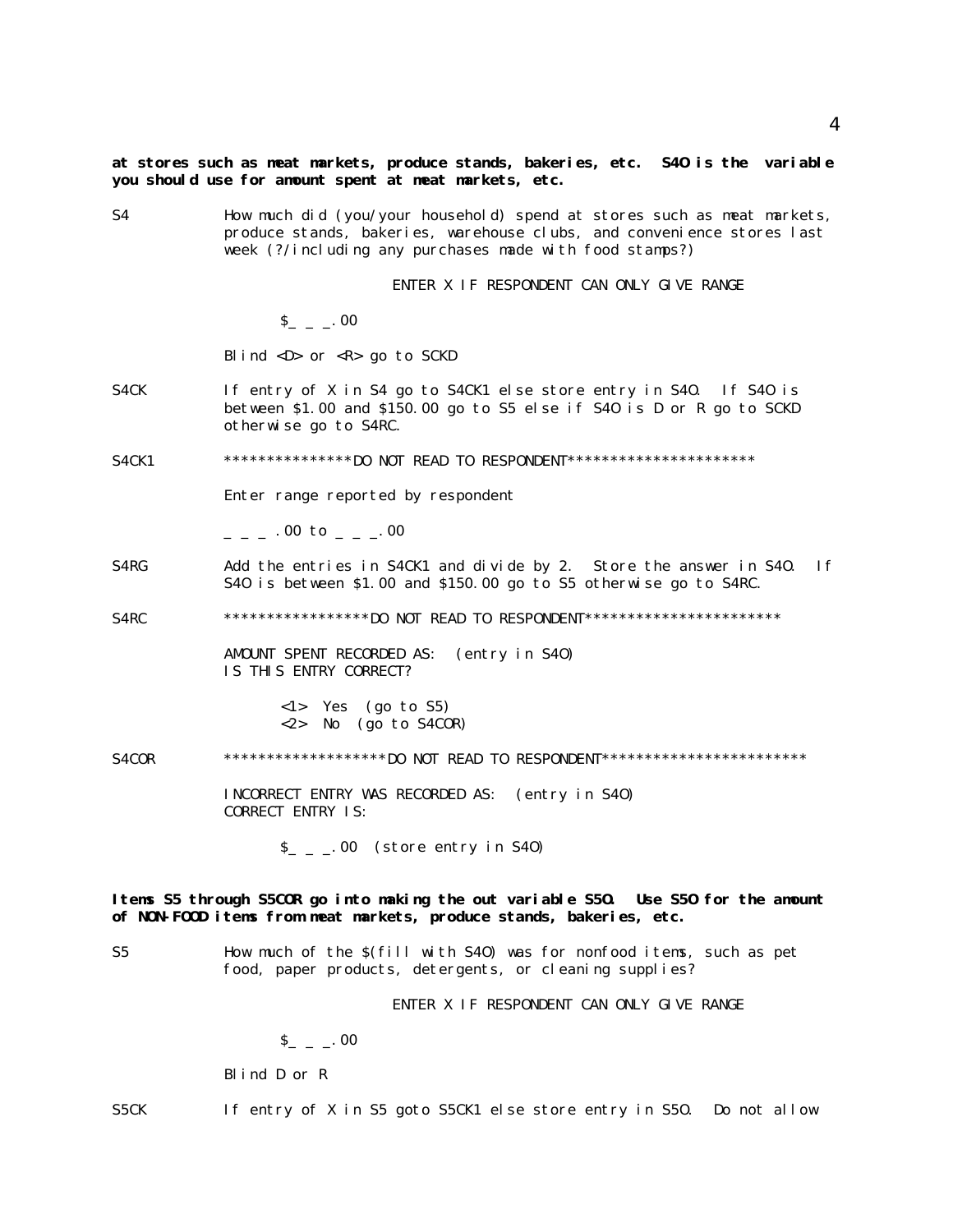**at stores such as meat markets, produce stands, bakeries, etc. S4O is the variable you should use for amount spent at meat markets, etc.**

S4 How much did (you/your household) spend at stores such as meat markets, produce stands, bakeries, warehouse clubs, and convenience stores last week (?/including any purchases made with food stamps?)

ENTER X IF RESPONDENT CAN ONLY GIVE RANGE

$_ _ _.00

Blind <D> or <R> go to SCKD

S4CK If entry of X in S4 go to S4CK1 else store entry in S4O. If S4O is between $1.00 and $150.00 go to S5 else if S4O is D or R go to SCKD otherwise go to S4RC.

S4CK1 ***************DO NOT READ TO RESPONDENT**********************

Enter range reported by respondent

_ _ _ .00 to _ _ _.00

S4RG Add the entries in S4CK1 and divide by 2. Store the answer in S4O. If S4O is between $1.00 and $150.00 go to S5 otherwise go to S4RC.

S4RC *****************DO NOT READ TO RESPONDENT***********************

AMOUNT SPENT RECORDED AS: (entry in S4O)
IS THIS ENTRY CORRECT?

<1> Yes (go to S5)
<2> No (go to S4COR)

S4COR *******************DO NOT READ TO RESPONDENT************************

INCORRECT ENTRY WAS RECORDED AS: (entry in S4O)
CORRECT ENTRY IS:

$_ _ _.00 (store entry in S4O)

**Items S5 through S5COR go into making the out variable S5O. Use S5O for the amount of NON-FOOD items from meat markets, produce stands, bakeries, etc.**

S5 How much of the $(fill with S4O) was for nonfood items, such as pet food, paper products, detergents, or cleaning supplies?

ENTER X IF RESPONDENT CAN ONLY GIVE RANGE

$_ _ _.00

Blind D or R

S5CK If entry of X in S5 goto S5CK1 else store entry in S5O. Do not allow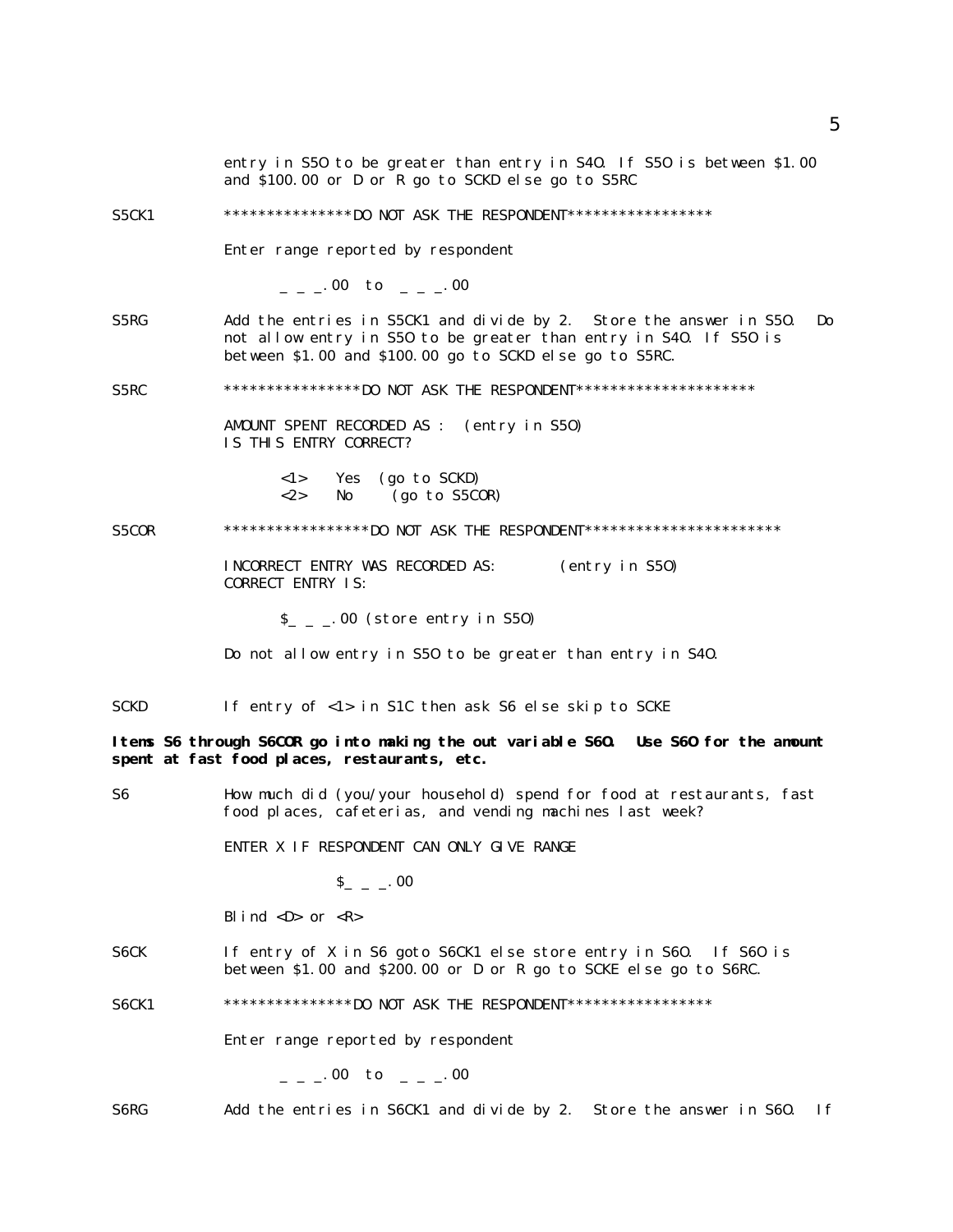entry in S5O to be greater than entry in S4O. If S5O is between $1.00 and $100.00 or D or R go to SCKD else go to S5RC

S5CK1 ****************DO NOT ASK THE RESPONDENT*****************

Enter range reported by respondent

_ _ _.00 to _ _ _.00

S5RG Add the entries in S5CK1 and divide by 2. Store the answer in S5O. Do not allow entry in S5O to be greater than entry in S4O. If S5O is between $1.00 and $100.00 go to SCKD else go to S5RC.

S5RC *****************DO NOT ASK THE RESPONDENT*********************

AMOUNT SPENT RECORDED AS : (entry in S5O)
IS THIS ENTRY CORRECT?

<1> Yes (go to SCKD)
<2> No (go to S5COR)

S5COR ******************DO NOT ASK THE RESPONDENT***********************

INCORRECT ENTRY WAS RECORDED AS: (entry in S5O)
CORRECT ENTRY IS:

$_ _ _.00 (store entry in S5O)

Do not allow entry in S5O to be greater than entry in S4O.

SCKD If entry of <1> in S1C then ask S6 else skip to SCKE

**Items S6 through S6COR go into making the out variable S6O. Use S6O for the amount spent at fast food places, restaurants, etc.**

S6 How much did (you/your household) spend for food at restaurants, fast food places, cafeterias, and vending machines last week?

ENTER X IF RESPONDENT CAN ONLY GIVE RANGE

$_ _ _.00

Blind <D> or <R>

S6CK If entry of X in S6 goto S6CK1 else store entry in S6O. If S6O is between $1.00 and $200.00 or D or R go to SCKE else go to S6RC.

S6CK1 ****************DO NOT ASK THE RESPONDENT*****************

Enter range reported by respondent

_ _ _.00 to _ _ _.00

S6RG Add the entries in S6CK1 and divide by 2. Store the answer in S6O. If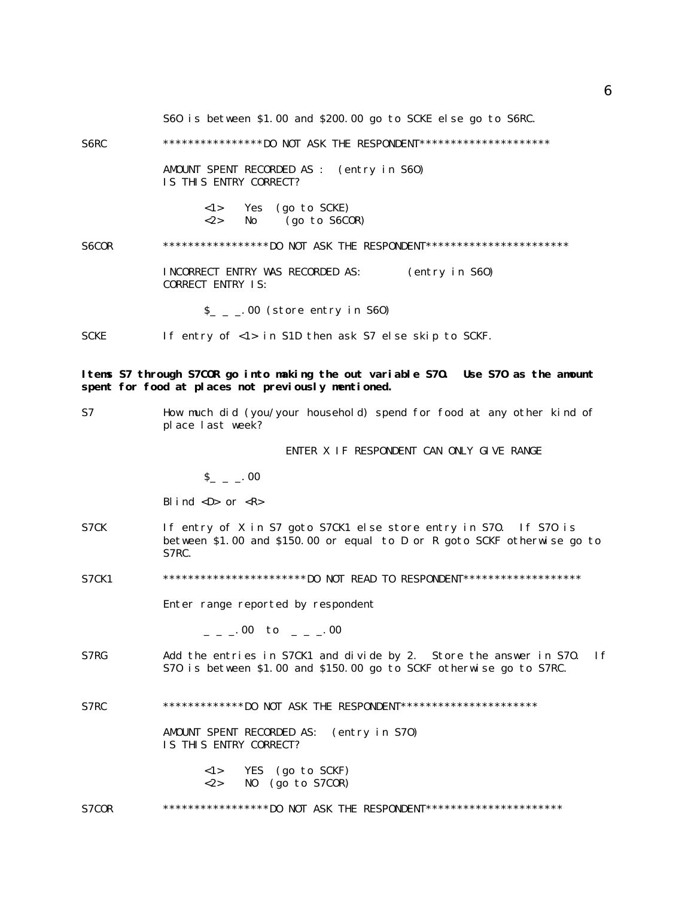S6O is between $1.00 and $200.00 go to SCKE else go to S6RC.

S6RC *****************DO NOT ASK THE RESPONDENT*********************

AMOUNT SPENT RECORDED AS : (entry in S6O)
IS THIS ENTRY CORRECT?

<1> Yes (go to SCKE)
<2> No (go to S6COR)

S6COR *****************DO NOT ASK THE RESPONDENT***********************

INCORRECT ENTRY WAS RECORDED AS: (entry in S6O)
CORRECT ENTRY IS:

$_ _ _.00 (store entry in S6O)

SCKE If entry of <1> in S1D then ask S7 else skip to SCKF.

**Items S7 through S7COR go into making the out variable S7O. Use S7O as the amount spent for food at places not previously mentioned.**

S7 How much did (you/your household) spend for food at any other kind of place last week?

ENTER X IF RESPONDENT CAN ONLY GIVE RANGE

$_ _ _.00

Blind <D> or <R>

S7CK If entry of X in S7 goto S7CK1 else store entry in S7O. If S7O is between $1.00 and $150.00 or equal to D or R goto SCKF otherwise go to S7RC.

S7CK1 ***********************DO NOT READ TO RESPONDENT*******************

Enter range reported by respondent

_ _ _.00 to _ _ _.00

S7RG Add the entries in S7CK1 and divide by 2. Store the answer in S7O. If S7O is between $1.00 and $150.00 go to SCKF otherwise go to S7RC.

S7RC *************DO NOT ASK THE RESPONDENT**********************

AMOUNT SPENT RECORDED AS: (entry in S7O)
IS THIS ENTRY CORRECT?

<1> YES (go to SCKF)
<2> NO (go to S7COR)

S7COR *****************DO NOT ASK THE RESPONDENT**********************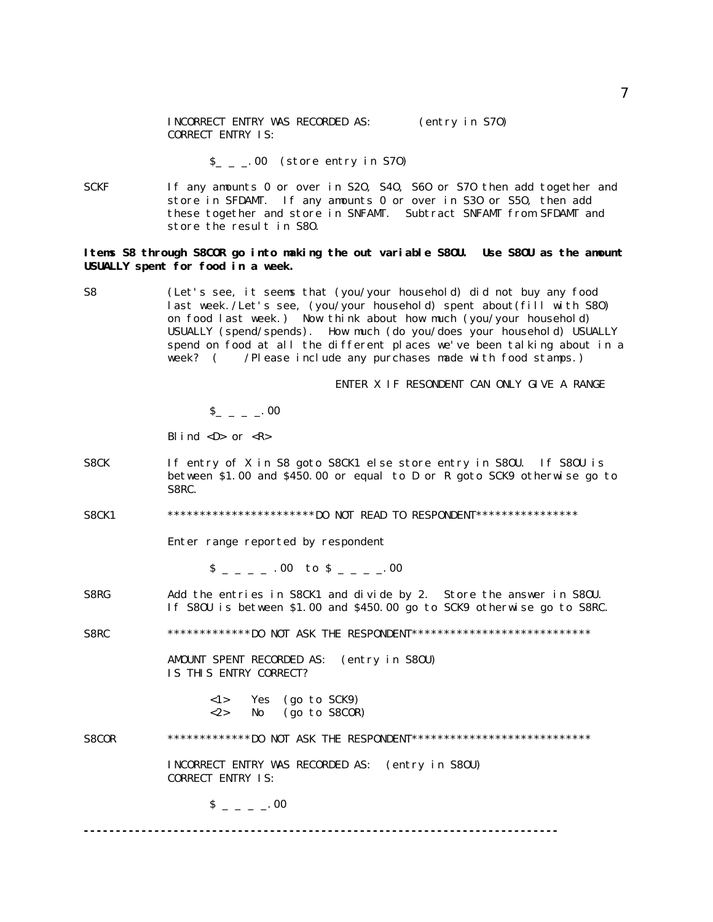INCORRECT ENTRY WAS RECORDED AS: (entry in S7O)
CORRECT ENTRY IS:

$_ _ _.00 (store entry in S7O)

SCKF — If any amounts 0 or over in S2O, S4O, S6O or S7O then add together and store in SFDAMT. If any amounts 0 or over in S3O or S5O, then add these together and store in SNFAMT. Subtract SNFAMT from SFDAMT and store the result in S8O.

**Items S8 through S8COR go into making the out variable S8OU. Use S8OU as the amount USUALLY spent for food in a week.**

S8 — (Let's see, it seems that (you/your household) did not buy any food last week./Let's see, (you/your household) spent about(fill with S8O) on food last week.) Now think about how much (you/your household) USUALLY (spend/spends). How much (do you/does your household) USUALLY spend on food at all the different places we've been talking about in a week? ( /Please include any purchases made with food stamps.)

ENTER X IF RESONDENT CAN ONLY GIVE A RANGE

$_ _ _ _.00

Blind <D> or <R>

S8CK — If entry of X in S8 goto S8CK1 else store entry in S8OU. If S8OU is between $1.00 and $450.00 or equal to D or R goto SCK9 otherwise go to S8RC.

S8CK1 — ***********************DO NOT READ TO RESPONDENT****************

Enter range reported by respondent

$ _ _ _ _ .00 to $ _ _ _ _.00

S8RG — Add the entries in S8CK1 and divide by 2. Store the answer in S8OU. If S8OU is between $1.00 and $450.00 go to SCK9 otherwise go to S8RC.

S8RC — *************DO NOT ASK THE RESPONDENT****************************

AMOUNT SPENT RECORDED AS: (entry in S8OU)
IS THIS ENTRY CORRECT?

<1> Yes (go to SCK9)
<2> No (go to S8COR)

S8COR — *************DO NOT ASK THE RESPONDENT****************************

INCORRECT ENTRY WAS RECORDED AS: (entry in S8OU)
CORRECT ENTRY IS:

$ _ _ _ _.00

---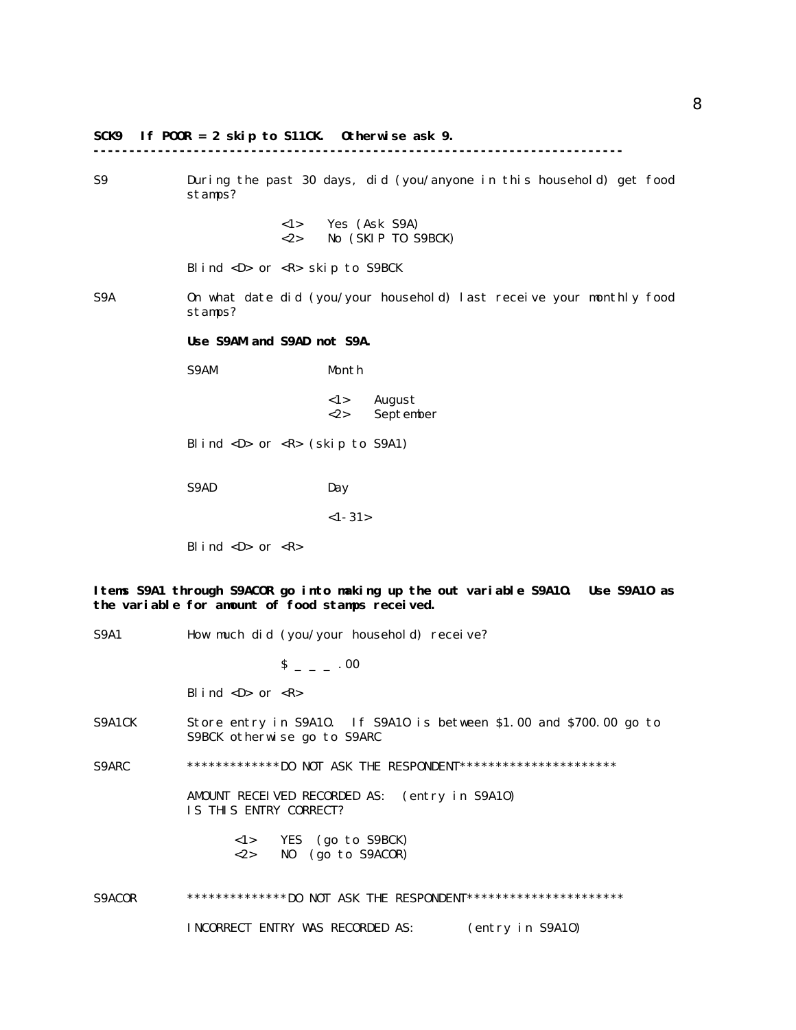**SCK9 If POOR = 2 skip to S11CK. Otherwise ask 9.**

---

S9 During the past 30 days, did (you/anyone in this household) get food stamps?

<1> Yes (Ask S9A)
<2> No (SKIP TO S9BCK)

Blind <D> or <R> skip to S9BCK

S9A On what date did (you/your household) last receive your monthly food stamps?

**Use S9AM and S9AD not S9A.**

S9AM Month

<1> August
<2> September

Blind <D> or <R> (skip to S9A1)

S9AD Day

<1-31>

Blind <D> or <R>

**Items S9A1 through S9ACOR go into making up the out variable S9A1O. Use S9A1O as the variable for amount of food stamps received.**

S9A1 How much did (you/your household) receive?

$ _ _ _ .00

Blind <D> or <R>

S9A1CK Store entry in S9A1O. If S9A1O is between $1.00 and $700.00 go to S9BCK otherwise go to S9ARC

S9ARC *************DO NOT ASK THE RESPONDENT**********************

AMOUNT RECEIVED RECORDED AS: (entry in S9A1O)
IS THIS ENTRY CORRECT?

<1> YES (go to S9BCK)
<2> NO (go to S9ACOR)

S9ACOR **************DO NOT ASK THE RESPONDENT**********************

INCORRECT ENTRY WAS RECORDED AS: (entry in S9A1O)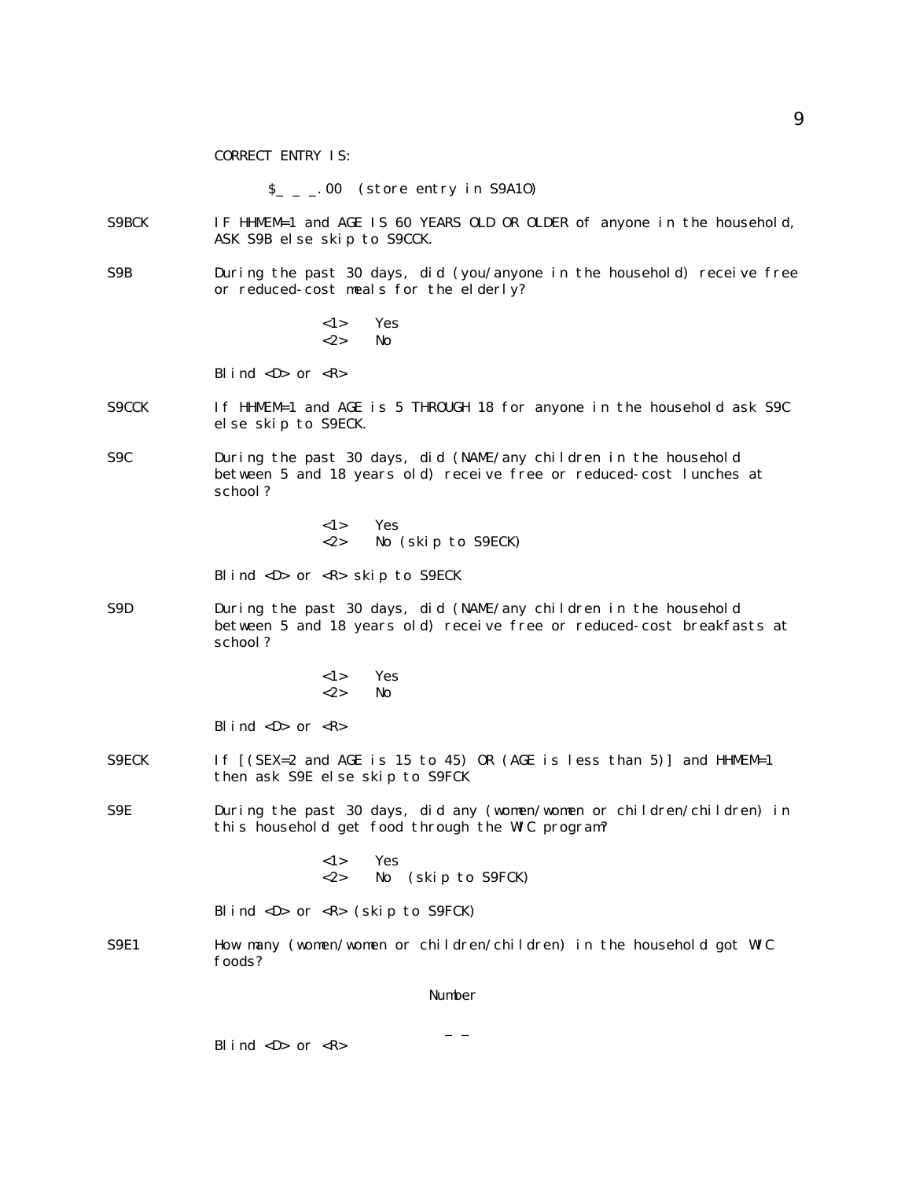CORRECT ENTRY IS:

$_ _ _.00 (store entry in S9A1O)

S9BCK IF HHMEM=1 and AGE IS 60 YEARS OLD OR OLDER of anyone in the household, ASK S9B else skip to S9CCK.

S9B During the past 30 days, did (you/anyone in the household) receive free or reduced-cost meals for the elderly?

<1> Yes
<2> No

Blind <D> or <R>

S9CCK If HHMEM=1 and AGE is 5 THROUGH 18 for anyone in the household ask S9C else skip to S9ECK.

S9C During the past 30 days, did (NAME/any children in the household between 5 and 18 years old) receive free or reduced-cost lunches at school?

<1> Yes
<2> No (skip to S9ECK)

Blind <D> or <R> skip to S9ECK

S9D During the past 30 days, did (NAME/any children in the household between 5 and 18 years old) receive free or reduced-cost breakfasts at school?

<1> Yes
<2> No

Blind <D> or <R>

S9ECK If [(SEX=2 and AGE is 15 to 45) OR (AGE is less than 5)] and HHMEM=1 then ask S9E else skip to S9FCK

S9E During the past 30 days, did any (women/women or children/children) in this household get food through the WIC program?

<1> Yes
<2> No (skip to S9FCK)

Blind <D> or <R> (skip to S9FCK)

S9E1 How many (women/women or children/children) in the household got WIC foods?

Number

_ _

Blind <D> or <R>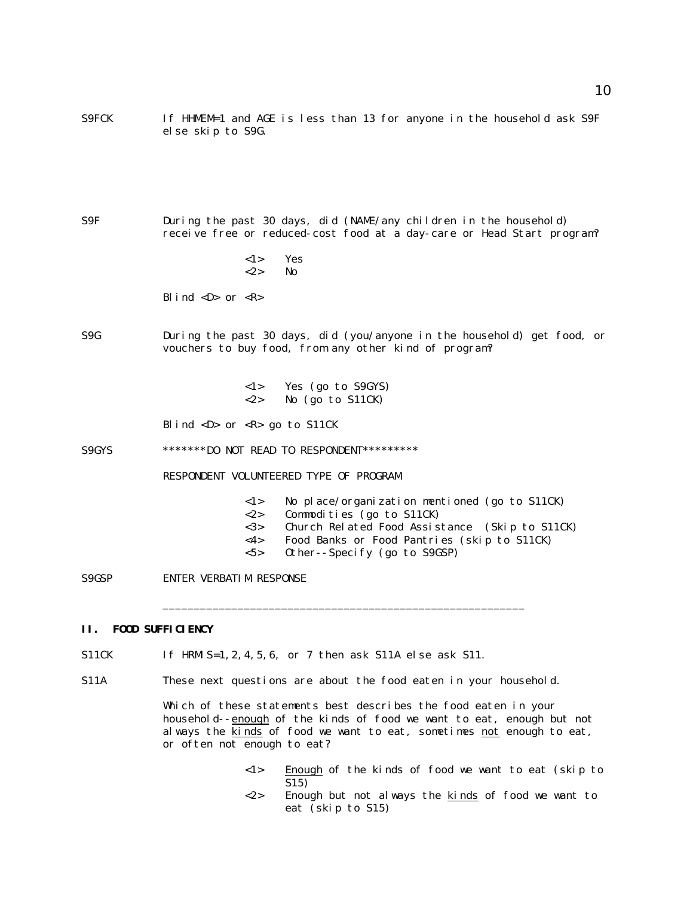S9FCK If HHMEM=1 and AGE is less than 13 for anyone in the household ask S9F else skip to S9G.

S9F During the past 30 days, did (NAME/any children in the household) receive free or reduced-cost food at a day-care or Head Start program?

<1> Yes
<2> No

Blind <D> or <R>

S9G During the past 30 days, did (you/anyone in the household) get food, or vouchers to buy food, from any other kind of program?

<1> Yes (go to S9GYS)
<2> No (go to S11CK)

Blind <D> or <R> go to S11CK

S9GYS *******DO NOT READ TO RESPONDENT*********

RESPONDENT VOLUNTEERED TYPE OF PROGRAM

<1> No place/organization mentioned (go to S11CK)
<2> Commodities (go to S11CK)
<3> Church Related Food Assistance (Skip to S11CK)
<4> Food Banks or Food Pantries (skip to S11CK)
<5> Other--Specify (go to S9GSP)

S9GSP ENTER VERBATIM RESPONSE

___________________________________________________________

## II. FOOD SUFFICIENCY

S11CK If HRMIS=1,2,4,5,6, or 7 then ask S11A else ask S11.

S11A These next questions are about the food eaten in your household.

Which of these statements best describes the food eaten in your household--enough of the kinds of food we want to eat, enough but not always the kinds of food we want to eat, sometimes not enough to eat, or often not enough to eat?

<1> Enough of the kinds of food we want to eat (skip to S15)
<2> Enough but not always the kinds of food we want to eat (skip to S15)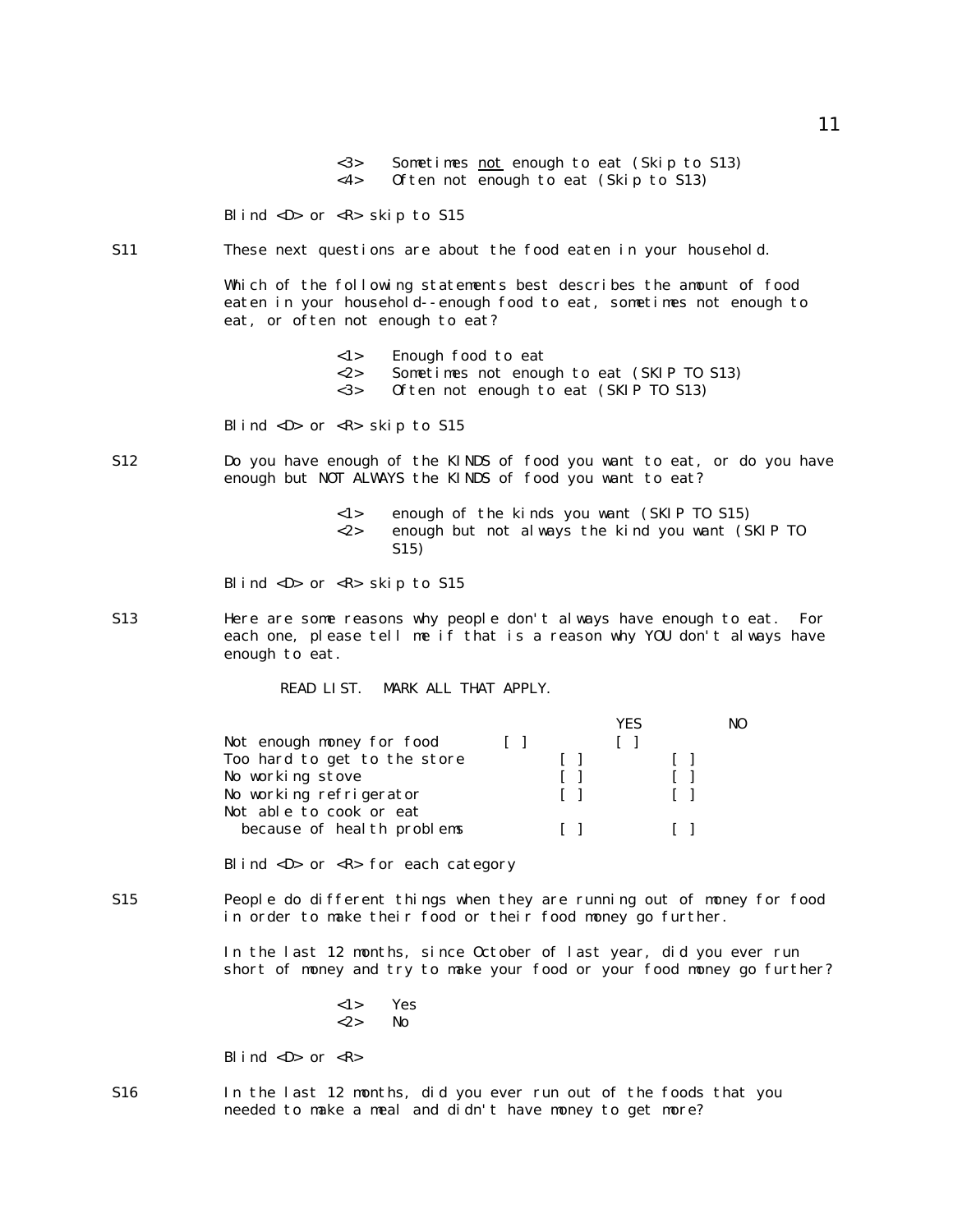<3> Sometimes not enough to eat (Skip to S13)
<4> Often not enough to eat (Skip to S13)

Blind <D> or <R> skip to S15

S11 These next questions are about the food eaten in your household.

Which of the following statements best describes the amount of food eaten in your household--enough food to eat, sometimes not enough to eat, or often not enough to eat?

<1> Enough food to eat
<2> Sometimes not enough to eat (SKIP TO S13)
<3> Often not enough to eat (SKIP TO S13)

Blind <D> or <R> skip to S15

S12 Do you have enough of the KINDS of food you want to eat, or do you have enough but NOT ALWAYS the KINDS of food you want to eat?

<1> enough of the kinds you want (SKIP TO S15)
<2> enough but not always the kind you want (SKIP TO S15)

Blind <D> or <R> skip to S15

S13 Here are some reasons why people don't always have enough to eat. For each one, please tell me if that is a reason why YOU don't always have enough to eat.

READ LIST. MARK ALL THAT APPLY.

| | YES | NO |
|---|---|---|
| Not enough money for food | [ ] | [ ] |
| Too hard to get to the store | [ ] | [ ] |
| No working stove | [ ] | [ ] |
| No working refrigerator | [ ] | [ ] |
| Not able to cook or eat because of health problems | [ ] | [ ] |

Blind <D> or <R> for each category

S15 People do different things when they are running out of money for food in order to make their food or their food money go further.

In the last 12 months, since October of last year, did you ever run short of money and try to make your food or your food money go further?

<1> Yes
<2> No

Blind <D> or <R>

S16 In the last 12 months, did you ever run out of the foods that you needed to make a meal and didn't have money to get more?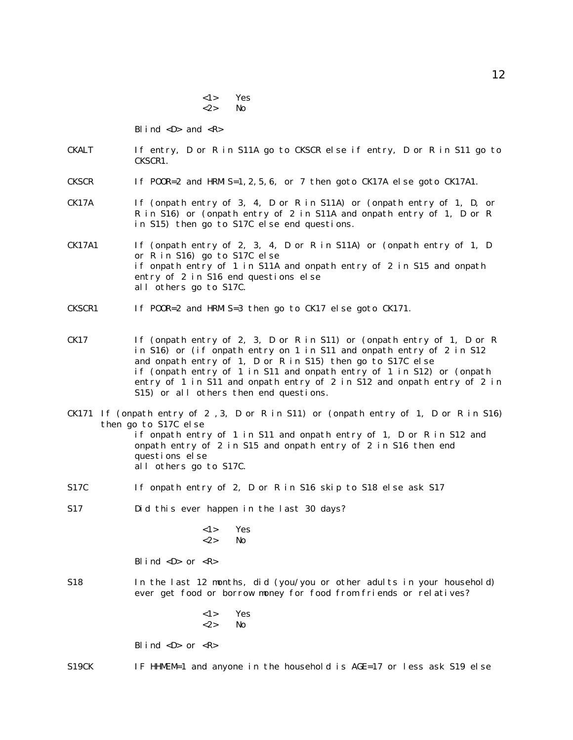<1> Yes
<2> No

Blind <D> and <R>

CKALT If entry, D or R in S11A go to CKSCR else if entry, D or R in S11 go to CKSCR1.

CKSCR If POOR=2 and HRMIS=1,2,5,6, or 7 then goto CK17A else goto CK17A1.

CK17A If (onpath entry of 3, 4, D or R in S11A) or (onpath entry of 1, D, or R in S16) or (onpath entry of 2 in S11A and onpath entry of 1, D or R in S15) then go to S17C else end questions.

CK17A1 If (onpath entry of 2, 3, 4, D or R in S11A) or (onpath entry of 1, D or R in S16) go to S17C else
if onpath entry of 1 in S11A and onpath entry of 2 in S15 and onpath entry of 2 in S16 end questions else
all others go to S17C.

CKSCR1 If POOR=2 and HRMIS=3 then go to CK17 else goto CK171.

CK17 If (onpath entry of 2, 3, D or R in S11) or (onpath entry of 1, D or R in S16) or (if onpath entry on 1 in S11 and onpath entry of 2 in S12 and onpath entry of 1, D or R in S15) then go to S17C else
if (onpath entry of 1 in S11 and onpath entry of 1 in S12) or (onpath entry of 1 in S11 and onpath entry of 2 in S12 and onpath entry of 2 in S15) or all others then end questions.

CK171 If (onpath entry of 2 ,3, D or R in S11) or (onpath entry of 1, D or R in S16) then go to S17C else
if onpath entry of 1 in S11 and onpath entry of 1, D or R in S12 and onpath entry of 2 in S15 and onpath entry of 2 in S16 then end questions else
all others go to S17C.

S17C If onpath entry of 2, D or R in S16 skip to S18 else ask S17

S17 Did this ever happen in the last 30 days?

<1> Yes
<2> No

Blind <D> or <R>

S18 In the last 12 months, did (you/you or other adults in your household) ever get food or borrow money for food from friends or relatives?

<1> Yes
<2> No

Blind <D> or <R>

S19CK IF HHMEM=1 and anyone in the household is AGE=17 or less ask S19 else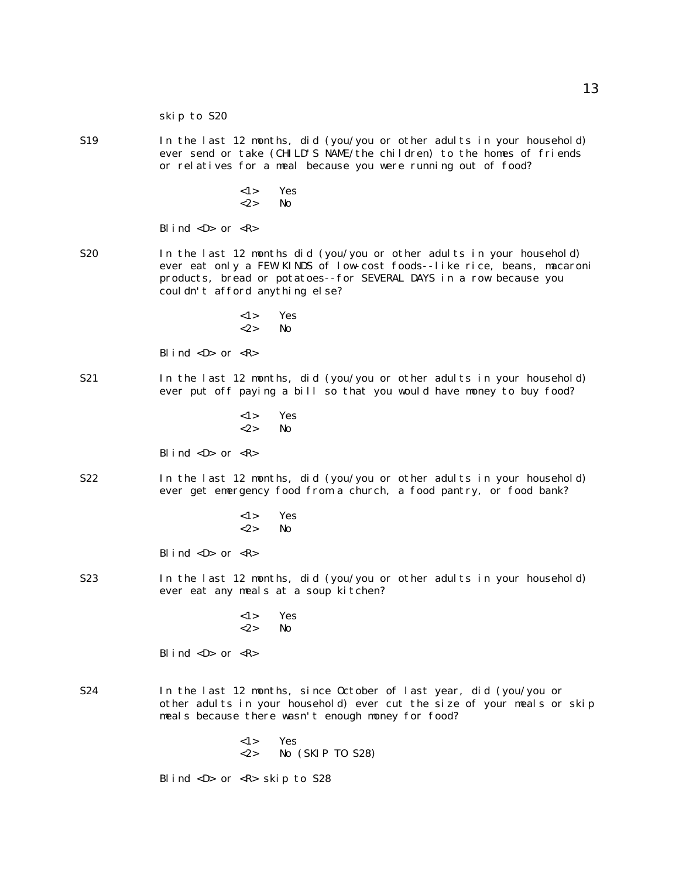skip to S20

S19 In the last 12 months, did (you/you or other adults in your household) ever send or take (CHILD'S NAME/the children) to the homes of friends or relatives for a meal because you were running out of food?

<1> Yes
<2> No

Blind <D> or <R>

S20 In the last 12 months did (you/you or other adults in your household) ever eat only a FEW KINDS of low-cost foods--like rice, beans, macaroni products, bread or potatoes--for SEVERAL DAYS in a row because you couldn't afford anything else?

<1> Yes
<2> No

Blind <D> or <R>

S21 In the last 12 months, did (you/you or other adults in your household) ever put off paying a bill so that you would have money to buy food?

<1> Yes
<2> No

Blind <D> or <R>

S22 In the last 12 months, did (you/you or other adults in your household) ever get emergency food from a church, a food pantry, or food bank?

<1> Yes
<2> No

Blind <D> or <R>

S23 In the last 12 months, did (you/you or other adults in your household) ever eat any meals at a soup kitchen?

<1> Yes
<2> No

Blind <D> or <R>

S24 In the last 12 months, since October of last year, did (you/you or other adults in your household) ever cut the size of your meals or skip meals because there wasn't enough money for food?

<1> Yes
<2> No (SKIP TO S28)

Blind <D> or <R> skip to S28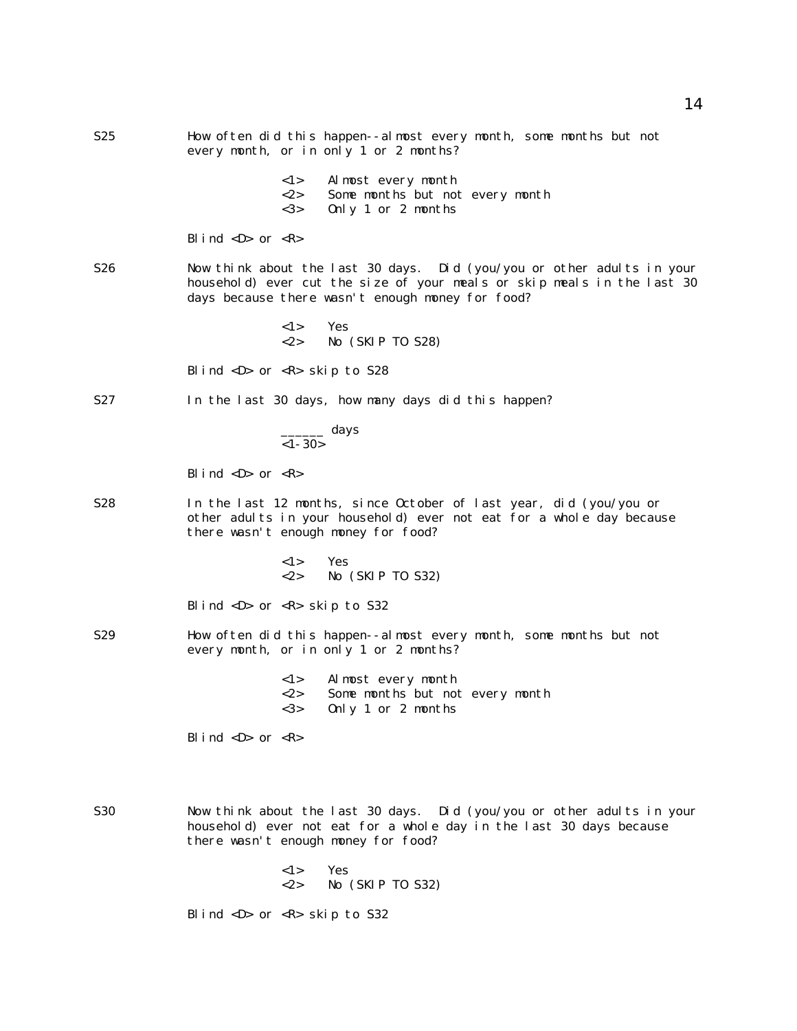S25 How often did this happen--almost every month, some months but not every month, or in only 1 or 2 months?

- <1> Almost every month
- <2> Some months but not every month
- <3> Only 1 or 2 months

Blind <D> or <R>

S26 Now think about the last 30 days. Did (you/you or other adults in your household) ever cut the size of your meals or skip meals in the last 30 days because there wasn't enough money for food?

- <1> Yes
- <2> No (SKIP TO S28)

Blind <D> or <R> skip to S28

S27 In the last 30 days, how many days did this happen?

______ days
<1-30>

Blind <D> or <R>

S28 In the last 12 months, since October of last year, did (you/you or other adults in your household) ever not eat for a whole day because there wasn't enough money for food?

- <1> Yes
- <2> No (SKIP TO S32)

Blind <D> or <R> skip to S32

S29 How often did this happen--almost every month, some months but not every month, or in only 1 or 2 months?

- <1> Almost every month
- <2> Some months but not every month
- <3> Only 1 or 2 months

Blind <D> or <R>

S30 Now think about the last 30 days. Did (you/you or other adults in your household) ever not eat for a whole day in the last 30 days because there wasn't enough money for food?

- <1> Yes
- <2> No (SKIP TO S32)

Blind <D> or <R> skip to S32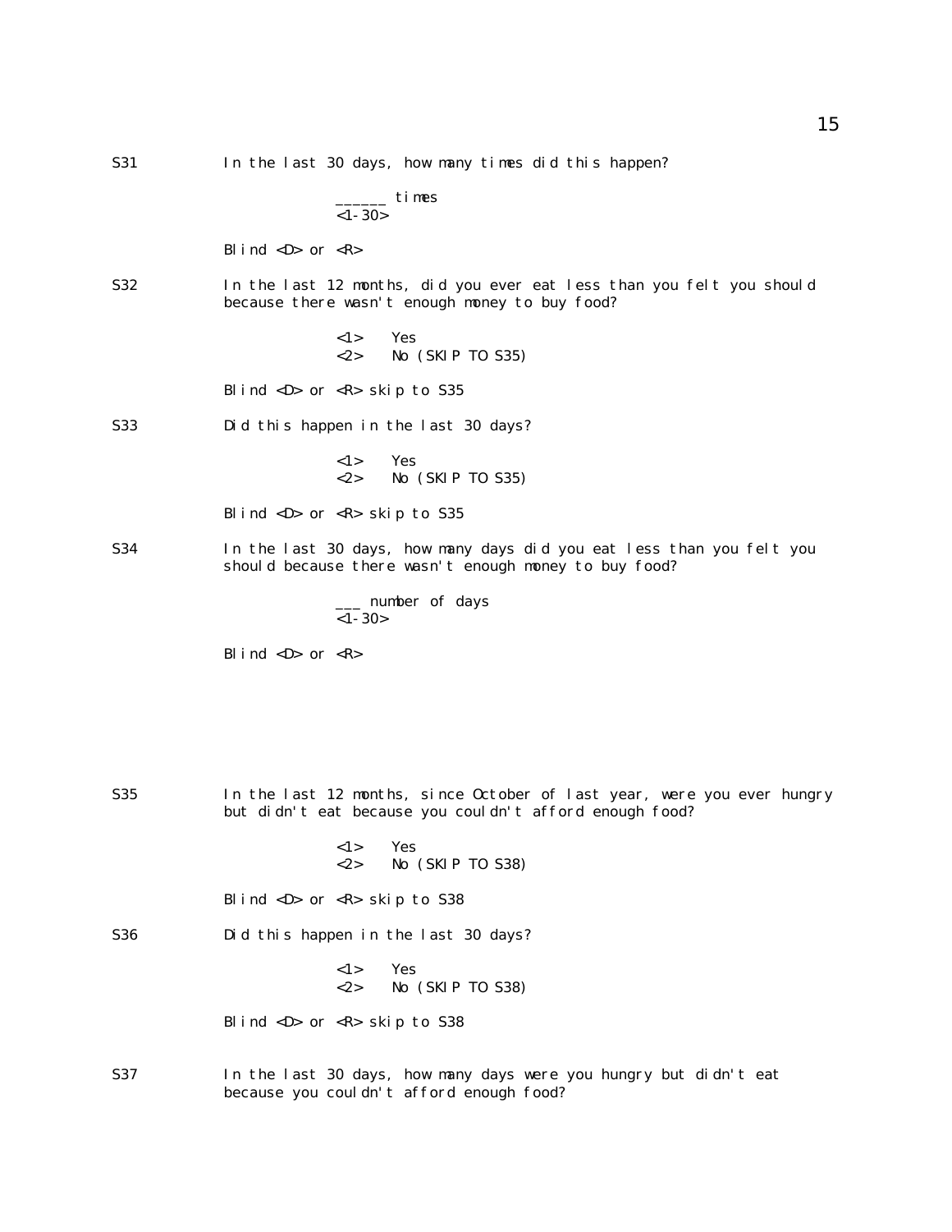S31 In the last 30 days, how many times did this happen?

______ times
<1-30>

Blind <D> or <R>

S32 In the last 12 months, did you ever eat less than you felt you should because there wasn't enough money to buy food?

<1> Yes
<2> No (SKIP TO S35)

Blind <D> or <R> skip to S35

S33 Did this happen in the last 30 days?

<1> Yes
<2> No (SKIP TO S35)

Blind <D> or <R> skip to S35

S34 In the last 30 days, how many days did you eat less than you felt you should because there wasn't enough money to buy food?

___ number of days
<1-30>

Blind <D> or <R>

S35 In the last 12 months, since October of last year, were you ever hungry but didn't eat because you couldn't afford enough food?

<1> Yes
<2> No (SKIP TO S38)

Blind <D> or <R> skip to S38

S36 Did this happen in the last 30 days?

<1> Yes
<2> No (SKIP TO S38)

Blind <D> or <R> skip to S38

S37 In the last 30 days, how many days were you hungry but didn't eat because you couldn't afford enough food?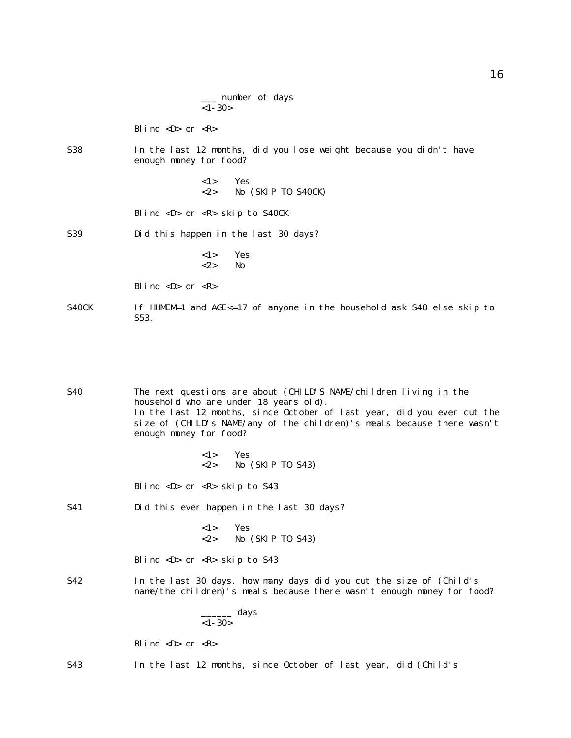___ number of days
<1-30>

Blind <D> or <R>

S38 In the last 12 months, did you lose weight because you didn't have enough money for food?

<1> Yes
<2> No (SKIP TO S40CK)

Blind <D> or <R> skip to S40CK

S39 Did this happen in the last 30 days?

<1> Yes
<2> No

Blind <D> or <R>

S40CK If HHMEM=1 and AGE<=17 of anyone in the household ask S40 else skip to S53.

S40 The next questions are about (CHILD'S NAME/children living in the household who are under 18 years old).
In the last 12 months, since October of last year, did you ever cut the size of (CHILD's NAME/any of the children)'s meals because there wasn't enough money for food?

<1> Yes
<2> No (SKIP TO S43)

Blind <D> or <R> skip to S43

S41 Did this ever happen in the last 30 days?

<1> Yes
<2> No (SKIP TO S43)

Blind <D> or <R> skip to S43

S42 In the last 30 days, how many days did you cut the size of (Child's name/the children)'s meals because there wasn't enough money for food?

______ days
<1-30>

Blind <D> or <R>

S43 In the last 12 months, since October of last year, did (Child's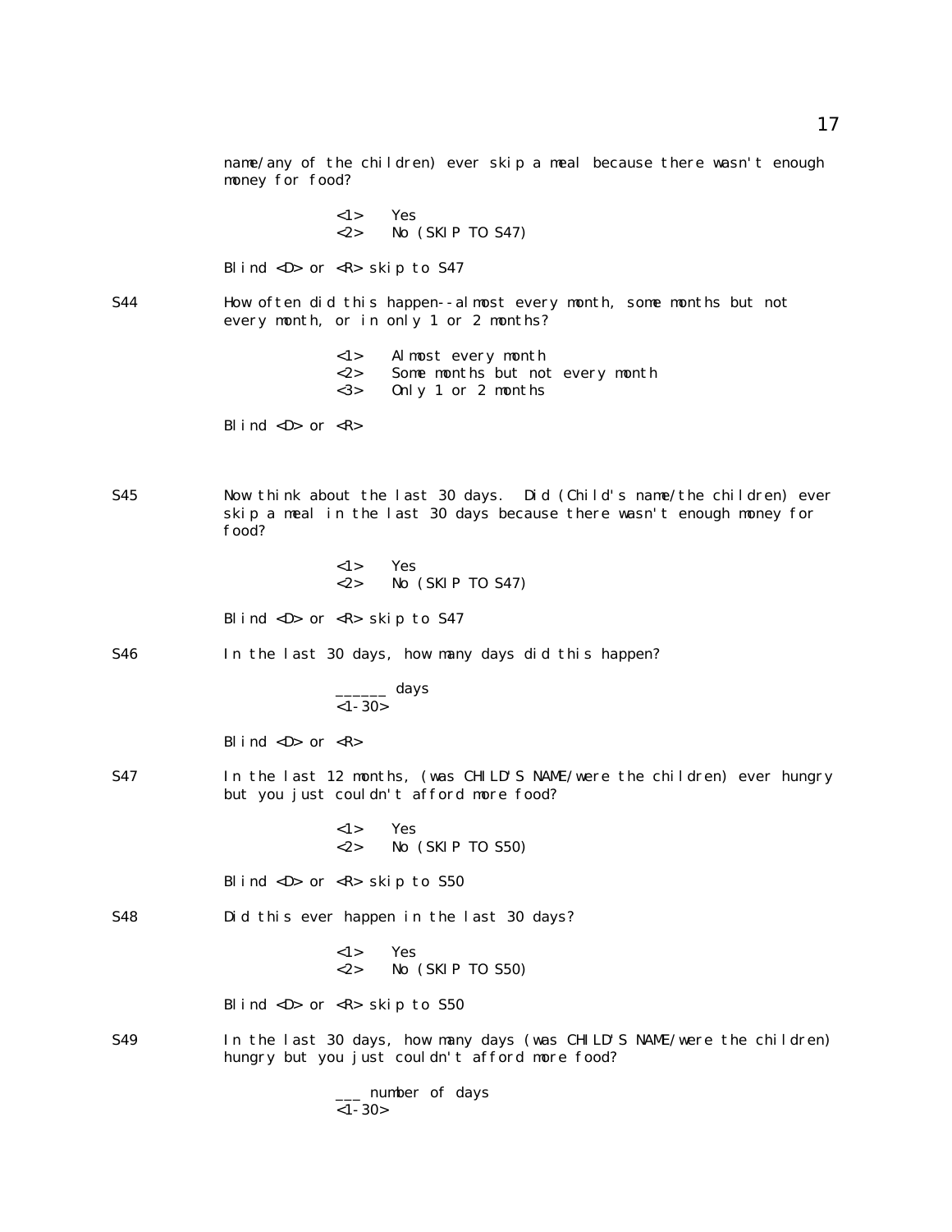name/any of the children) ever skip a meal because there wasn't enough money for food?

<1> Yes
<2> No (SKIP TO S47)

Blind <D> or <R> skip to S47

S44 How often did this happen--almost every month, some months but not every month, or in only 1 or 2 months?

<1> Almost every month
<2> Some months but not every month
<3> Only 1 or 2 months

Blind <D> or <R>

S45 Now think about the last 30 days. Did (Child's name/the children) ever skip a meal in the last 30 days because there wasn't enough money for food?

<1> Yes
<2> No (SKIP TO S47)

Blind <D> or <R> skip to S47

S46 In the last 30 days, how many days did this happen?

______ days
<1-30>

Blind <D> or <R>

S47 In the last 12 months, (was CHILD'S NAME/were the children) ever hungry but you just couldn't afford more food?

<1> Yes
<2> No (SKIP TO S50)

Blind <D> or <R> skip to S50

S48 Did this ever happen in the last 30 days?

<1> Yes
<2> No (SKIP TO S50)

Blind <D> or <R> skip to S50

S49 In the last 30 days, how many days (was CHILD'S NAME/were the children) hungry but you just couldn't afford more food?

___ number of days
<1-30>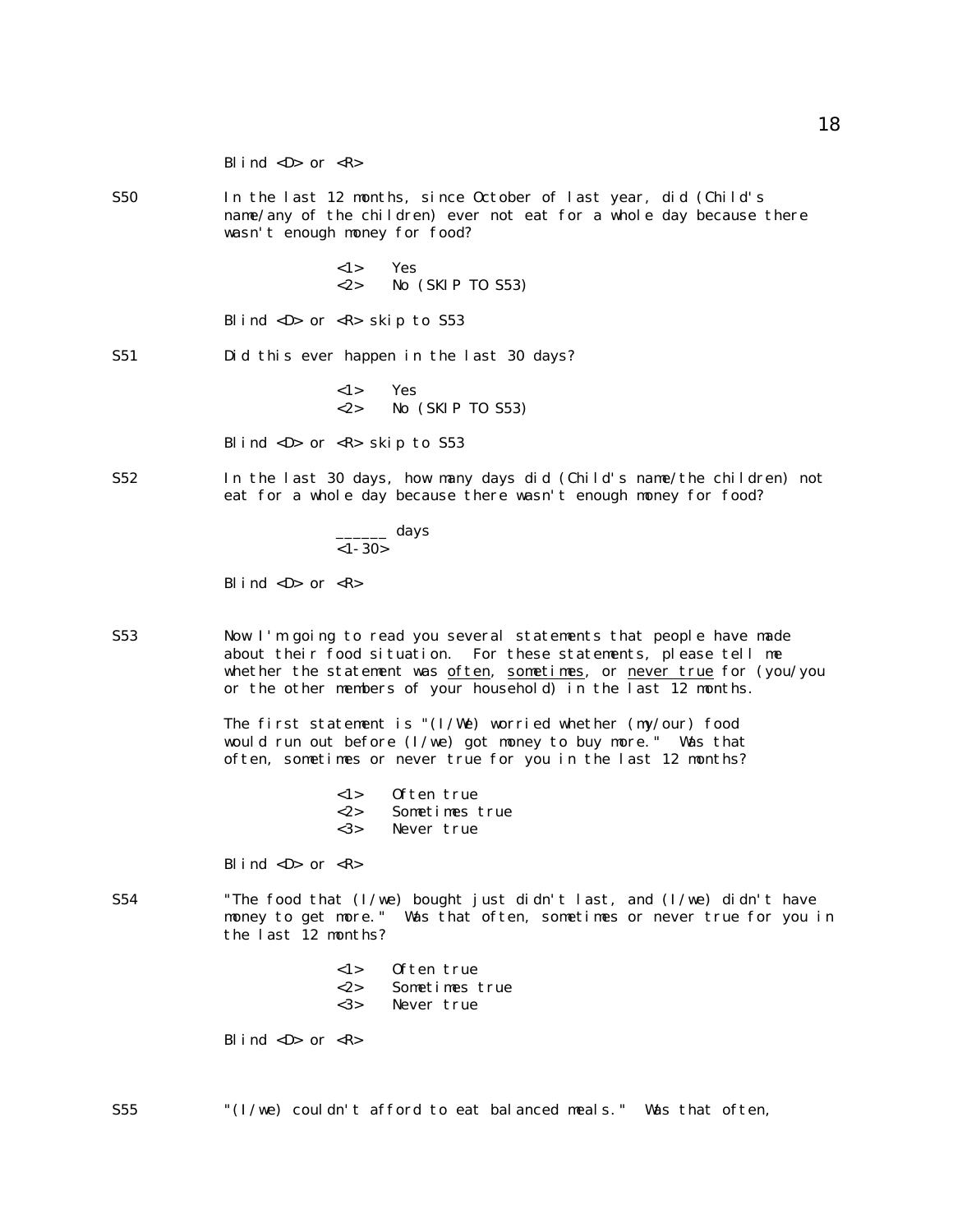Blind <D> or <R>

S50 In the last 12 months, since October of last year, did (Child's name/any of the children) ever not eat for a whole day because there wasn't enough money for food?

<1> Yes
<2> No (SKIP TO S53)

Blind <D> or <R> skip to S53

S51 Did this ever happen in the last 30 days?

<1> Yes
<2> No (SKIP TO S53)

Blind <D> or <R> skip to S53

S52 In the last 30 days, how many days did (Child's name/the children) not eat for a whole day because there wasn't enough money for food?

______ days
<1-30>

Blind <D> or <R>

S53 Now I'm going to read you several statements that people have made about their food situation. For these statements, please tell me whether the statement was <u>often</u>, <u>sometimes</u>, or <u>never true</u> for (you/you or the other members of your household) in the last 12 months.

The first statement is "(I/We) worried whether (my/our) food would run out before (I/we) got money to buy more." Was that often, sometimes or never true for you in the last 12 months?

<1> Often true
<2> Sometimes true
<3> Never true

Blind <D> or <R>

S54 "The food that (I/we) bought just didn't last, and (I/we) didn't have money to get more." Was that often, sometimes or never true for you in the last 12 months?

<1> Often true
<2> Sometimes true
<3> Never true

Blind <D> or <R>

S55 "(I/we) couldn't afford to eat balanced meals." Was that often,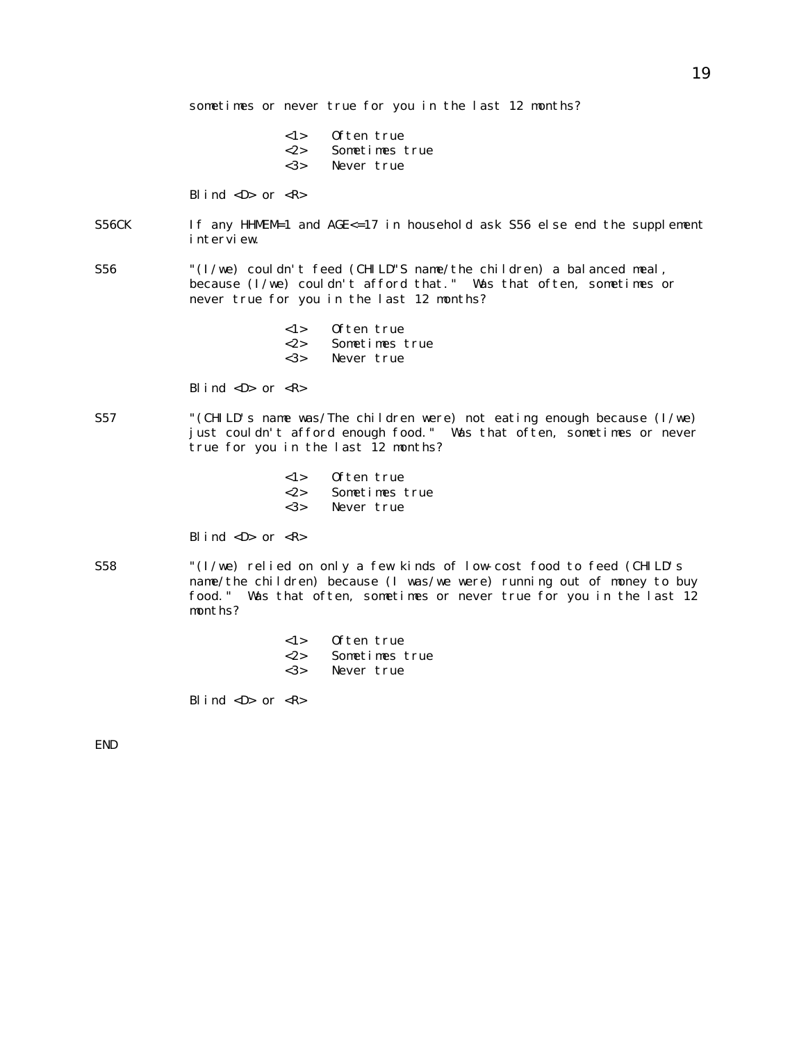sometimes or never true for you in the last 12 months?

<1> Often true
<2> Sometimes true
<3> Never true

Blind <D> or <R>

S56CK If any HHMEM=1 and AGE<=17 in household ask S56 else end the supplement interview.

S56 "(I/we) couldn't feed (CHILD"S name/the children) a balanced meal, because (I/we) couldn't afford that." Was that often, sometimes or never true for you in the last 12 months?

<1> Often true
<2> Sometimes true
<3> Never true

Blind <D> or <R>

S57 "(CHILD's name was/The children were) not eating enough because (I/we) just couldn't afford enough food." Was that often, sometimes or never true for you in the last 12 months?

<1> Often true
<2> Sometimes true
<3> Never true

Blind <D> or <R>

S58 "(I/we) relied on only a few kinds of low-cost food to feed (CHILD's name/the children) because (I was/we were) running out of money to buy food." Was that often, sometimes or never true for you in the last 12 months?

<1> Often true
<2> Sometimes true
<3> Never true

Blind <D> or <R>

END